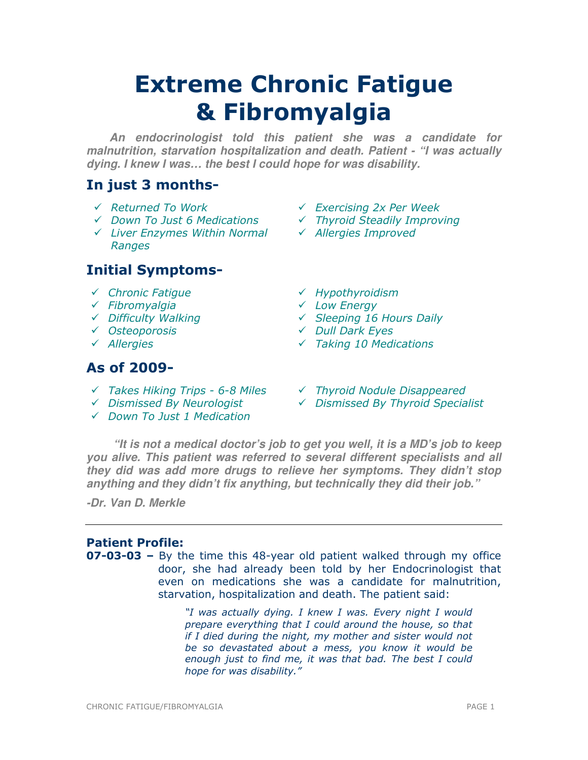# Extreme Chronic Fatigue & Fibromyalgia

***An endocrinologist told this patient she was a candidate for malnutrition, starvation hospitalization and death. Patient - "I was actually dying. I knew I was… the best I could hope for was disability.***

## In just 3 months-

- ✓ *Returned To Work*
- ✓ *Down To Just 6 Medications*
- ✓ *Liver Enzymes Within Normal Ranges*
- ✓ *Exercising 2x Per Week*
- ✓ *Thyroid Steadily Improving*
- ✓ *Allergies Improved*

## Initial Symptoms-

- ✓ *Chronic Fatigue*
- ✓ *Fibromyalgia*
- ✓ *Difficulty Walking*
- ✓ *Osteoporosis*
- ✓ *Allergies*
- ✓ *Hypothyroidism*
- ✓ *Low Energy*
- ✓ *Sleeping 16 Hours Daily*
- ✓ *Dull Dark Eyes*
- ✓ *Taking 10 Medications*

## As of 2009-

- ✓ *Takes Hiking Trips - 6-8 Miles*
- ✓ *Dismissed By Neurologist*
- ✓ *Down To Just 1 Medication*
- ✓ *Thyroid Nodule Disappeared*
- ✓ *Dismissed By Thyroid Specialist*

***"It is not a medical doctor's job to get you well, it is a MD's job to keep you alive. This patient was referred to several different specialists and all they did was add more drugs to relieve her symptoms. They didn't stop anything and they didn't fix anything, but technically they did their job."***

***-Dr. Van D. Merkle***

---

### Patient Profile:

**07-03-03 –** By the time this 48-year old patient walked through my office door, she had already been told by her Endocrinologist that even on medications she was a candidate for malnutrition, starvation, hospitalization and death. The patient said:

> *"I was actually dying. I knew I was. Every night I would prepare everything that I could around the house, so that if I died during the night, my mother and sister would not be so devastated about a mess, you know it would be enough just to find me, it was that bad. The best I could hope for was disability."*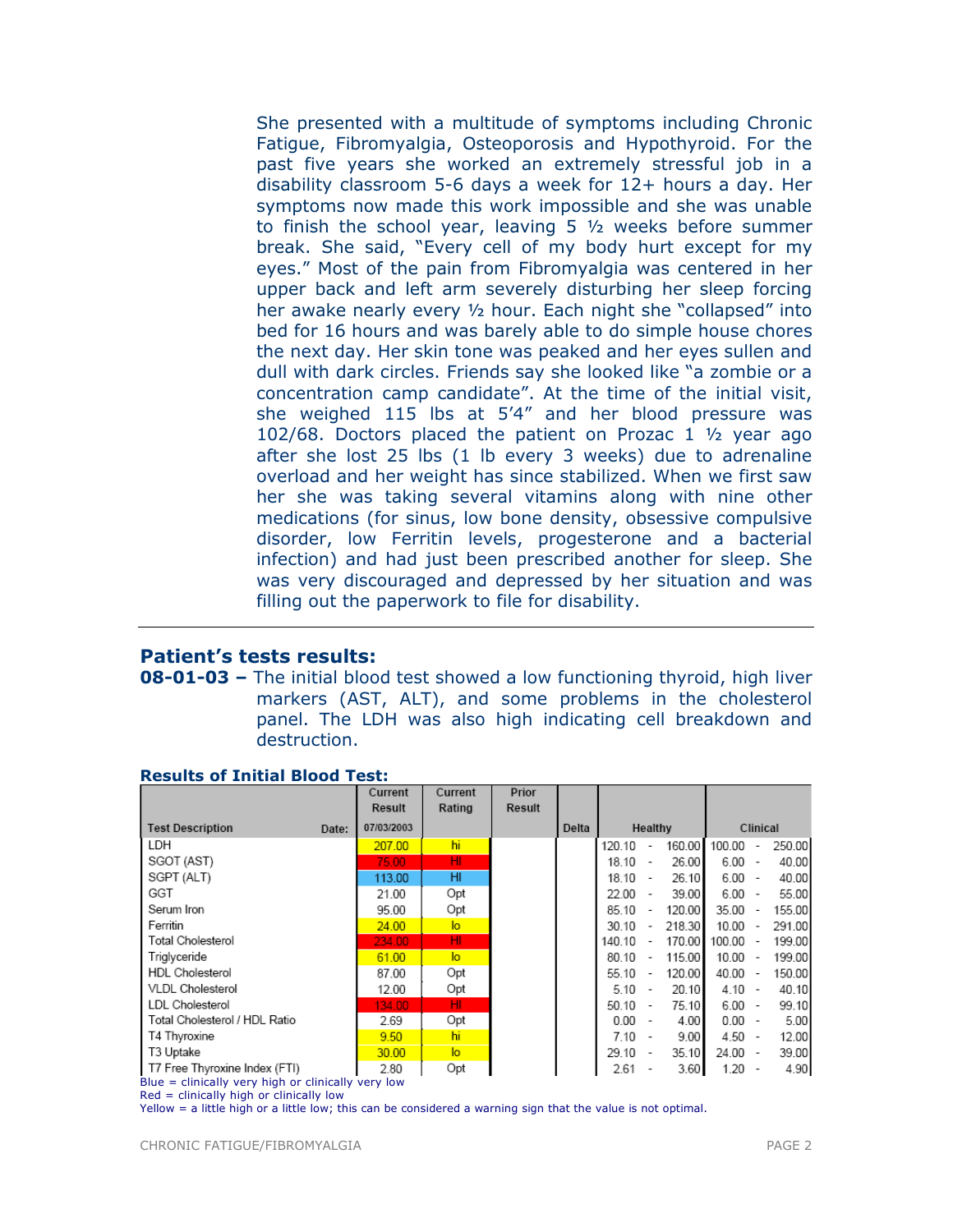She presented with a multitude of symptoms including Chronic Fatigue, Fibromyalgia, Osteoporosis and Hypothyroid. For the past five years she worked an extremely stressful job in a disability classroom 5-6 days a week for 12+ hours a day. Her symptoms now made this work impossible and she was unable to finish the school year, leaving 5 ½ weeks before summer break. She said, "Every cell of my body hurt except for my eyes." Most of the pain from Fibromyalgia was centered in her upper back and left arm severely disturbing her sleep forcing her awake nearly every ½ hour. Each night she "collapsed" into bed for 16 hours and was barely able to do simple house chores the next day. Her skin tone was peaked and her eyes sullen and dull with dark circles. Friends say she looked like "a zombie or a concentration camp candidate". At the time of the initial visit, she weighed 115 lbs at 5'4" and her blood pressure was 102/68. Doctors placed the patient on Prozac 1 ½ year ago after she lost 25 lbs (1 lb every 3 weeks) due to adrenaline overload and her weight has since stabilized. When we first saw her she was taking several vitamins along with nine other medications (for sinus, low bone density, obsessive compulsive disorder, low Ferritin levels, progesterone and a bacterial infection) and had just been prescribed another for sleep. She was very discouraged and depressed by her situation and was filling out the paperwork to file for disability.

---

## Patient's tests results:

**08-01-03 –** The initial blood test showed a low functioning thyroid, high liver markers (AST, ALT), and some problems in the cholesterol panel. The LDH was also high indicating cell breakdown and destruction.

### Results of Initial Blood Test:

| Test Description | Current Result | Current Rating | Prior Result | Delta | Healthy | Clinical |
|---|---|---|---|---|---|---|
| Date: | 07/03/2003 | | | | | |
| LDH | 207.00 | hi | | | 120.10 - 160.00 | 100.00 - 250.00 |
| SGOT (AST) | 75.00 | HI | | | 18.10 - 26.00 | 6.00 - 40.00 |
| SGPT (ALT) | 113.00 | HI | | | 18.10 - 26.10 | 6.00 - 40.00 |
| GGT | 21.00 | Opt | | | 22.00 - 39.00 | 6.00 - 55.00 |
| Serum Iron | 95.00 | Opt | | | 85.10 - 120.00 | 35.00 - 155.00 |
| Ferritin | 24.00 | lo | | | 30.10 - 218.30 | 10.00 - 291.00 |
| Total Cholesterol | 234.00 | HI | | | 140.10 - 170.00 | 100.00 - 199.00 |
| Triglyceride | 61.00 | lo | | | 80.10 - 115.00 | 10.00 - 199.00 |
| HDL Cholesterol | 87.00 | Opt | | | 55.10 - 120.00 | 40.00 - 150.00 |
| VLDL Cholesterol | 12.00 | Opt | | | 5.10 - 20.10 | 4.10 - 40.10 |
| LDL Cholesterol | 134.00 | HI | | | 50.10 - 75.10 | 6.00 - 99.10 |
| Total Cholesterol / HDL Ratio | 2.69 | Opt | | | 0.00 - 4.00 | 0.00 - 5.00 |
| T4 Thyroxine | 9.50 | hi | | | 7.10 - 9.00 | 4.50 - 12.00 |
| T3 Uptake | 30.00 | lo | | | 29.10 - 35.10 | 24.00 - 39.00 |
| T7 Free Thyroxine Index (FTI) | 2.80 | Opt | | | 2.61 - 3.60 | 1.20 - 4.90 |

Blue = clinically very high or clinically very low
Red = clinically high or clinically low
Yellow = a little high or a little low; this can be considered a warning sign that the value is not optimal.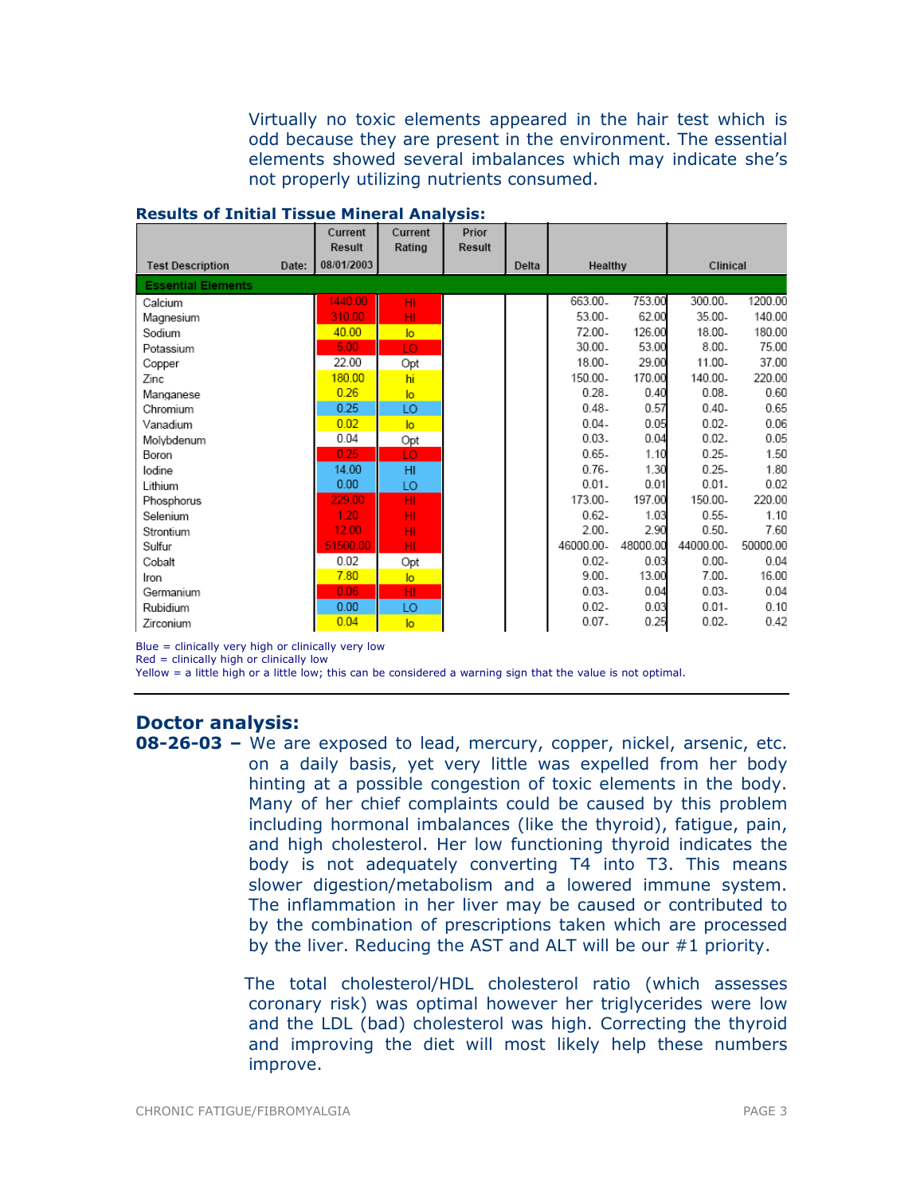Virtually no toxic elements appeared in the hair test which is odd because they are present in the environment. The essential elements showed several imbalances which may indicate she's not properly utilizing nutrients consumed.

**Results of Initial Tissue Mineral Analysis:**

| Test Description | Current Result | Current Rating | Prior Result | Delta | Healthy | | Clinical | |
|---|---|---|---|---|---|---|---|---|
| Date: | 08/01/2003 | | | | | | | |
| **Essential Elements** | | | | | | | | |
| Calcium | 1440.00 | HI | | | 663.00- | 753.00 | 300.00- | 1200.00 |
| Magnesium | 310.00 | HI | | | 53.00- | 62.00 | 35.00- | 140.00 |
| Sodium | 40.00 | lo | | | 72.00- | 126.00 | 18.00- | 180.00 |
| Potassium | 5.00 | LO | | | 30.00- | 53.00 | 8.00- | 75.00 |
| Copper | 22.00 | Opt | | | 18.00- | 29.00 | 11.00- | 37.00 |
| Zinc | 180.00 | hi | | | 150.00- | 170.00 | 140.00- | 220.00 |
| Manganese | 0.26 | lo | | | 0.28- | 0.40 | 0.08- | 0.60 |
| Chromium | 0.25 | LO | | | 0.48- | 0.57 | 0.40- | 0.65 |
| Vanadium | 0.02 | lo | | | 0.04- | 0.05 | 0.02- | 0.06 |
| Molybdenum | 0.04 | Opt | | | 0.03- | 0.04 | 0.02- | 0.05 |
| Boron | 0.25 | LO | | | 0.65- | 1.10 | 0.25- | 1.50 |
| Iodine | 14.00 | HI | | | 0.76- | 1.30 | 0.25- | 1.80 |
| Lithium | 0.00 | LO | | | 0.01- | 0.01 | 0.01- | 0.02 |
| Phosphorus | 229.00 | HI | | | 173.00- | 197.00 | 150.00- | 220.00 |
| Selenium | 1.20 | HI | | | 0.62- | 1.03 | 0.55- | 1.10 |
| Strontium | 12.00 | HI | | | 2.00- | 2.90 | 0.50- | 7.60 |
| Sulfur | 51500.00 | HI | | | 46000.00- | 48000.00 | 44000.00- | 50000.00 |
| Cobalt | 0.02 | Opt | | | 0.02- | 0.03 | 0.00- | 0.04 |
| Iron | 7.80 | lo | | | 9.00- | 13.00 | 7.00- | 16.00 |
| Germanium | 0.06 | HI | | | 0.03- | 0.04 | 0.03- | 0.04 |
| Rubidium | 0.00 | LO | | | 0.02- | 0.03 | 0.01- | 0.10 |
| Zirconium | 0.04 | lo | | | 0.07- | 0.25 | 0.02- | 0.42 |

Blue = clinically very high or clinically very low
Red = clinically high or clinically low
Yellow = a little high or a little low; this can be considered a warning sign that the value is not optimal.

## Doctor analysis:

**08-26-03 –** We are exposed to lead, mercury, copper, nickel, arsenic, etc. on a daily basis, yet very little was expelled from her body hinting at a possible congestion of toxic elements in the body. Many of her chief complaints could be caused by this problem including hormonal imbalances (like the thyroid), fatigue, pain, and high cholesterol. Her low functioning thyroid indicates the body is not adequately converting T4 into T3. This means slower digestion/metabolism and a lowered immune system. The inflammation in her liver may be caused or contributed to by the combination of prescriptions taken which are processed by the liver. Reducing the AST and ALT will be our #1 priority.

The total cholesterol/HDL cholesterol ratio (which assesses coronary risk) was optimal however her triglycerides were low and the LDL (bad) cholesterol was high. Correcting the thyroid and improving the diet will most likely help these numbers improve.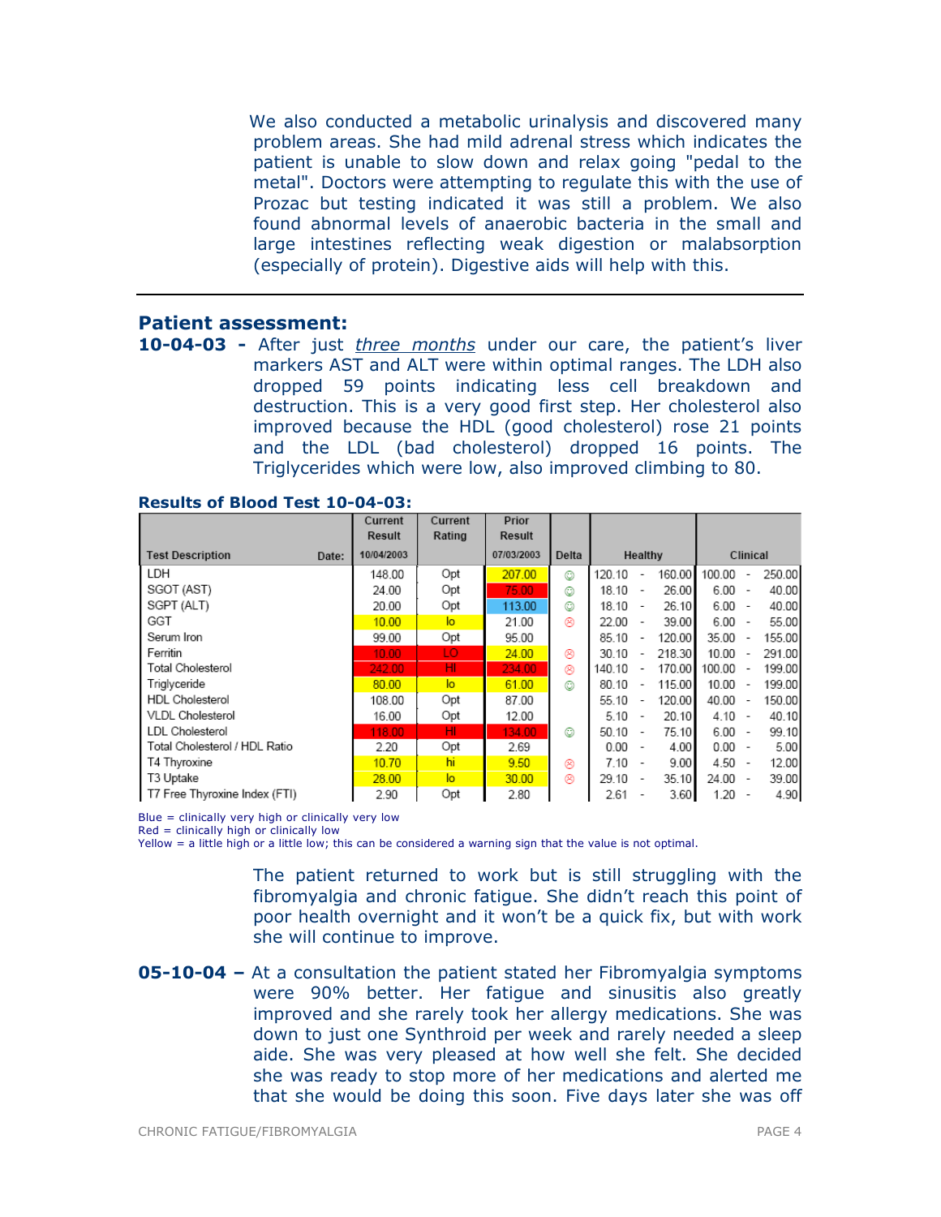We also conducted a metabolic urinalysis and discovered many problem areas. She had mild adrenal stress which indicates the patient is unable to slow down and relax going "pedal to the metal". Doctors were attempting to regulate this with the use of Prozac but testing indicated it was still a problem. We also found abnormal levels of anaerobic bacteria in the small and large intestines reflecting weak digestion or malabsorption (especially of protein). Digestive aids will help with this.

---

## Patient assessment:

**10-04-03 -** After just *three months* under our care, the patient's liver markers AST and ALT were within optimal ranges. The LDH also dropped 59 points indicating less cell breakdown and destruction. This is a very good first step. Her cholesterol also improved because the HDL (good cholesterol) rose 21 points and the LDL (bad cholesterol) dropped 16 points. The Triglycerides which were low, also improved climbing to 80.

**Results of Blood Test 10-04-03:**

| Test Description Date: | Current Result 10/04/2003 | Current Rating | Prior Result 07/03/2003 | Delta | Healthy | Clinical |
|---|---|---|---|---|---|---|
| LDH | 148.00 | Opt | 207.00 | ☺ | 120.10 - 160.00 | 100.00 - 250.00 |
| SGOT (AST) | 24.00 | Opt | 75.00 | ☺ | 18.10 - 26.00 | 6.00 - 40.00 |
| SGPT (ALT) | 20.00 | Opt | 113.00 | ☺ | 18.10 - 26.10 | 6.00 - 40.00 |
| GGT | 10.00 | lo | 21.00 | ☹ | 22.00 - 39.00 | 6.00 - 55.00 |
| Serum Iron | 99.00 | Opt | 95.00 | | 85.10 - 120.00 | 35.00 - 155.00 |
| Ferritin | 10.00 | LO | 24.00 | ☹ | 30.10 - 218.30 | 10.00 - 291.00 |
| Total Cholesterol | 242.00 | HI | 234.00 | ☹ | 140.10 - 170.00 | 100.00 - 199.00 |
| Triglyceride | 80.00 | lo | 61.00 | ☺ | 80.10 - 115.00 | 10.00 - 199.00 |
| HDL Cholesterol | 108.00 | Opt | 87.00 | | 55.10 - 120.00 | 40.00 - 150.00 |
| VLDL Cholesterol | 16.00 | Opt | 12.00 | | 5.10 - 20.10 | 4.10 - 40.10 |
| LDL Cholesterol | 118.00 | HI | 134.00 | ☺ | 50.10 - 75.10 | 6.00 - 99.10 |
| Total Cholesterol / HDL Ratio | 2.20 | Opt | 2.69 | | 0.00 - 4.00 | 0.00 - 5.00 |
| T4 Thyroxine | 10.70 | hi | 9.50 | ☹ | 7.10 - 9.00 | 4.50 - 12.00 |
| T3 Uptake | 28.00 | lo | 30.00 | ☹ | 29.10 - 35.10 | 24.00 - 39.00 |
| T7 Free Thyroxine Index (FTI) | 2.90 | Opt | 2.80 | | 2.61 - 3.60 | 1.20 - 4.90 |

Blue = clinically very high or clinically very low
Red = clinically high or clinically low
Yellow = a little high or a little low; this can be considered a warning sign that the value is not optimal.

The patient returned to work but is still struggling with the fibromyalgia and chronic fatigue. She didn't reach this point of poor health overnight and it won't be a quick fix, but with work she will continue to improve.

**05-10-04 –** At a consultation the patient stated her Fibromyalgia symptoms were 90% better. Her fatigue and sinusitis also greatly improved and she rarely took her allergy medications. She was down to just one Synthroid per week and rarely needed a sleep aide. She was very pleased at how well she felt. She decided she was ready to stop more of her medications and alerted me that she would be doing this soon. Five days later she was off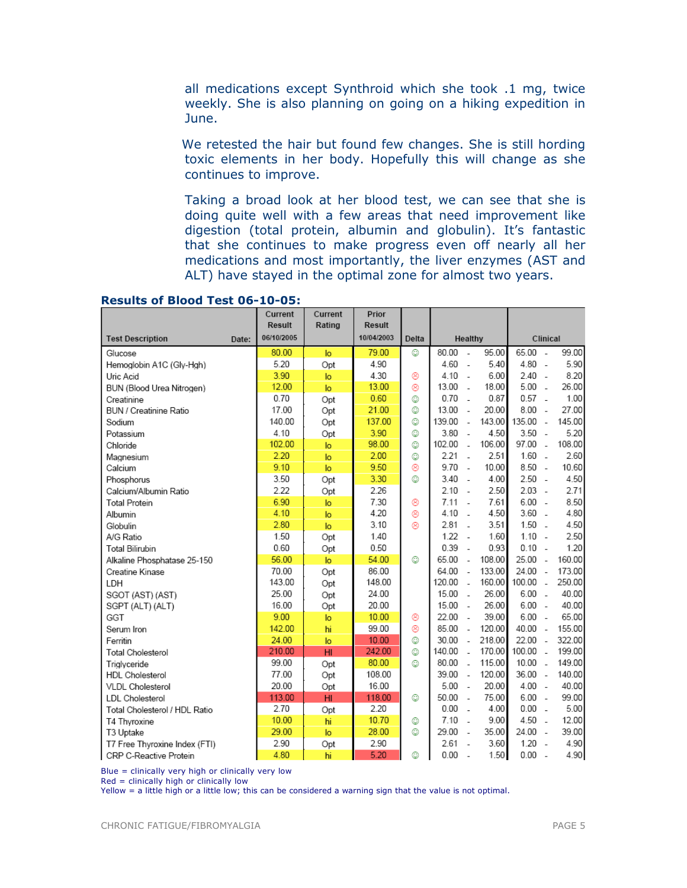all medications except Synthroid which she took .1 mg, twice weekly. She is also planning on going on a hiking expedition in June.

We retested the hair but found few changes. She is still hording toxic elements in her body. Hopefully this will change as she continues to improve.

Taking a broad look at her blood test, we can see that she is doing quite well with a few areas that need improvement like digestion (total protein, albumin and globulin). It's fantastic that she continues to make progress even off nearly all her medications and most importantly, the liver enzymes (AST and ALT) have stayed in the optimal zone for almost two years.

**Results of Blood Test 06-10-05:**

| Test Description | Current Result 06/10/2005 | Current Rating | Prior Result 10/04/2003 | Delta | Healthy | Clinical |
|---|---|---|---|---|---|---|
| Glucose | 80.00 | lo | 79.00 | ☺ | 80.00 - 95.00 | 65.00 - 99.00 |
| Hemoglobin A1C (Gly-Hgh) | 5.20 | Opt | 4.90 | | 4.60 - 5.40 | 4.80 - 5.90 |
| Uric Acid | 3.90 | lo | 4.30 | ☹ | 4.10 - 6.00 | 2.40 - 8.20 |
| BUN (Blood Urea Nitrogen) | 12.00 | lo | 13.00 | ☹ | 13.00 - 18.00 | 5.00 - 26.00 |
| Creatinine | 0.70 | Opt | 0.60 | ☺ | 0.70 - 0.87 | 0.57 - 1.00 |
| BUN / Creatinine Ratio | 17.00 | Opt | 21.00 | ☺ | 13.00 - 20.00 | 8.00 - 27.00 |
| Sodium | 140.00 | Opt | 137.00 | ☺ | 139.00 - 143.00 | 135.00 - 145.00 |
| Potassium | 4.10 | Opt | 3.90 | ☺ | 3.80 - 4.50 | 3.50 - 5.20 |
| Chloride | 102.00 | lo | 98.00 | ☺ | 102.00 - 106.00 | 97.00 - 108.00 |
| Magnesium | 2.20 | lo | 2.00 | ☺ | 2.21 - 2.51 | 1.60 - 2.60 |
| Calcium | 9.10 | lo | 9.50 | ☹ | 9.70 - 10.00 | 8.50 - 10.60 |
| Phosphorus | 3.50 | Opt | 3.30 | ☺ | 3.40 - 4.00 | 2.50 - 4.50 |
| Calcium/Albumin Ratio | 2.22 | Opt | 2.26 | | 2.10 - 2.50 | 2.03 - 2.71 |
| Total Protein | 6.90 | lo | 7.30 | ☹ | 7.11 - 7.61 | 6.00 - 8.50 |
| Albumin | 4.10 | lo | 4.20 | ☹ | 4.10 - 4.50 | 3.60 - 4.80 |
| Globulin | 2.80 | lo | 3.10 | ☹ | 2.81 - 3.51 | 1.50 - 4.50 |
| A/G Ratio | 1.50 | Opt | 1.40 | | 1.22 - 1.60 | 1.10 - 2.50 |
| Total Bilirubin | 0.60 | Opt | 0.50 | | 0.39 - 0.93 | 0.10 - 1.20 |
| Alkaline Phosphatase 25-150 | 56.00 | lo | 54.00 | ☺ | 65.00 - 108.00 | 25.00 - 160.00 |
| Creatine Kinase | 70.00 | Opt | 86.00 | | 64.00 - 133.00 | 24.00 - 173.00 |
| LDH | 143.00 | Opt | 148.00 | | 120.00 - 160.00 | 100.00 - 250.00 |
| SGOT (AST) (AST) | 25.00 | Opt | 24.00 | | 15.00 - 26.00 | 6.00 - 40.00 |
| SGPT (ALT) (ALT) | 16.00 | Opt | 20.00 | | 15.00 - 26.00 | 6.00 - 40.00 |
| GGT | 9.00 | lo | 10.00 | ☹ | 22.00 - 39.00 | 6.00 - 65.00 |
| Serum Iron | 142.00 | hi | 99.00 | ☹ | 85.00 - 120.00 | 40.00 - 155.00 |
| Ferritin | 24.00 | lo | 10.00 | ☺ | 30.00 - 218.00 | 22.00 - 322.00 |
| Total Cholesterol | 210.00 | HI | 242.00 | ☺ | 140.00 - 170.00 | 100.00 - 199.00 |
| Triglyceride | 99.00 | Opt | 80.00 | ☺ | 80.00 - 115.00 | 10.00 - 149.00 |
| HDL Cholesterol | 77.00 | Opt | 108.00 | | 39.00 - 120.00 | 36.00 - 140.00 |
| VLDL Cholesterol | 20.00 | Opt | 16.00 | | 5.00 - 20.00 | 4.00 - 40.00 |
| LDL Cholesterol | 113.00 | HI | 118.00 | ☺ | 50.00 - 75.00 | 6.00 - 99.00 |
| Total Cholesterol / HDL Ratio | 2.70 | Opt | 2.20 | | 0.00 - 4.00 | 0.00 - 5.00 |
| T4 Thyroxine | 10.00 | hi | 10.70 | ☺ | 7.10 - 9.00 | 4.50 - 12.00 |
| T3 Uptake | 29.00 | lo | 28.00 | ☺ | 29.00 - 35.00 | 24.00 - 39.00 |
| T7 Free Thyroxine Index (FTI) | 2.90 | Opt | 2.90 | | 2.61 - 3.60 | 1.20 - 4.90 |
| CRP C-Reactive Protein | 4.80 | hi | 5.20 | ☺ | 0.00 - 1.50 | 0.00 - 4.90 |

Blue = clinically very high or clinically very low
Red = clinically high or clinically low
Yellow = a little high or a little low; this can be considered a warning sign that the value is not optimal.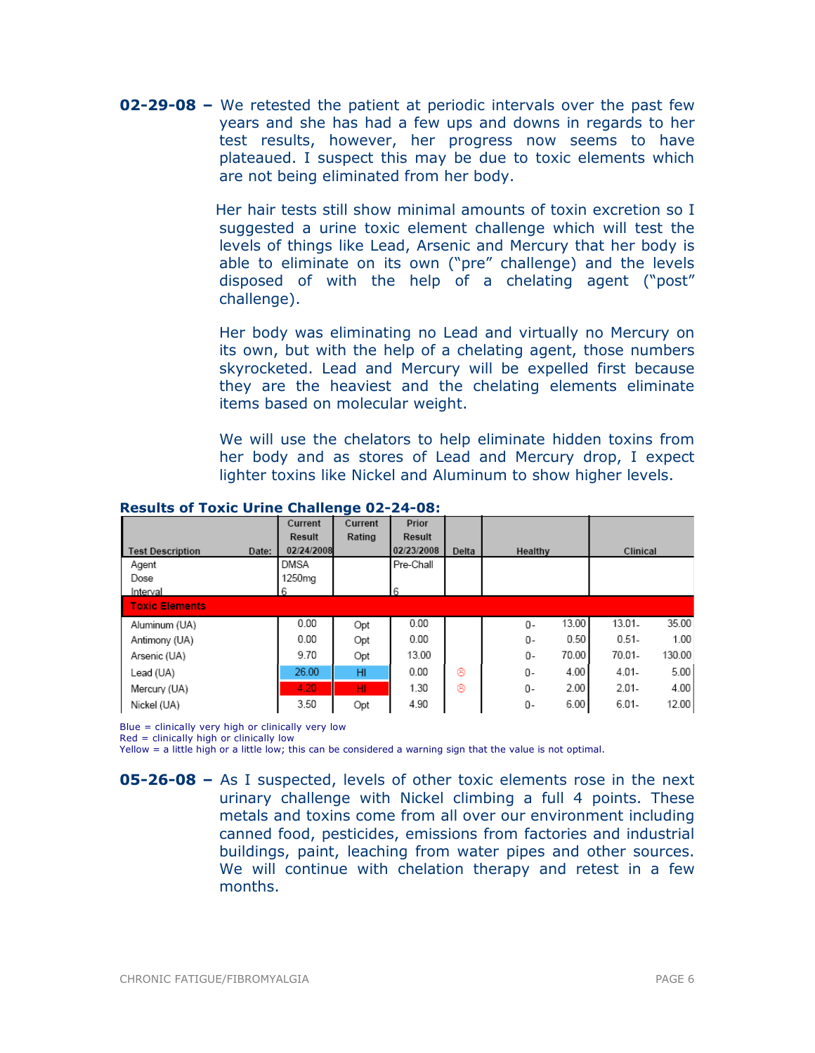**02-29-08 –** We retested the patient at periodic intervals over the past few years and she has had a few ups and downs in regards to her test results, however, her progress now seems to have plateaued. I suspect this may be due to toxic elements which are not being eliminated from her body.

Her hair tests still show minimal amounts of toxin excretion so I suggested a urine toxic element challenge which will test the levels of things like Lead, Arsenic and Mercury that her body is able to eliminate on its own ("pre" challenge) and the levels disposed of with the help of a chelating agent ("post" challenge).

Her body was eliminating no Lead and virtually no Mercury on its own, but with the help of a chelating agent, those numbers skyrocketed. Lead and Mercury will be expelled first because they are the heaviest and the chelating elements eliminate items based on molecular weight.

We will use the chelators to help eliminate hidden toxins from her body and as stores of Lead and Mercury drop, I expect lighter toxins like Nickel and Aluminum to show higher levels.

**Results of Toxic Urine Challenge 02-24-08:**

| Test Description Date: | Current Result 02/24/2008 | Current Rating | Prior Result 02/23/2008 | Delta | Healthy | | Clinical | |
|---|---|---|---|---|---|---|---|---|
| Agent | DMSA | | Pre-Chall | | | | | |
| Dose | 1250mg | | | | | | | |
| Interval | 6 | | 6 | | | | | |
| **Toxic Elements** | | | | | | | | |
| Aluminum (UA) | 0.00 | Opt | 0.00 | | 0- | 13.00 | 13.01- | 35.00 |
| Antimony (UA) | 0.00 | Opt | 0.00 | | 0- | 0.50 | 0.51- | 1.00 |
| Arsenic (UA) | 9.70 | Opt | 13.00 | | 0- | 70.00 | 70.01- | 130.00 |
| Lead (UA) | 26.00 | HI | 0.00 | ☹ | 0- | 4.00 | 4.01- | 5.00 |
| Mercury (UA) | 4.20 | HI | 1.30 | ☹ | 0- | 2.00 | 2.01- | 4.00 |
| Nickel (UA) | 3.50 | Opt | 4.90 | | 0- | 6.00 | 6.01- | 12.00 |

Blue = clinically very high or clinically very low
Red = clinically high or clinically low
Yellow = a little high or a little low; this can be considered a warning sign that the value is not optimal.

**05-26-08 –** As I suspected, levels of other toxic elements rose in the next urinary challenge with Nickel climbing a full 4 points. These metals and toxins come from all over our environment including canned food, pesticides, emissions from factories and industrial buildings, paint, leaching from water pipes and other sources. We will continue with chelation therapy and retest in a few months.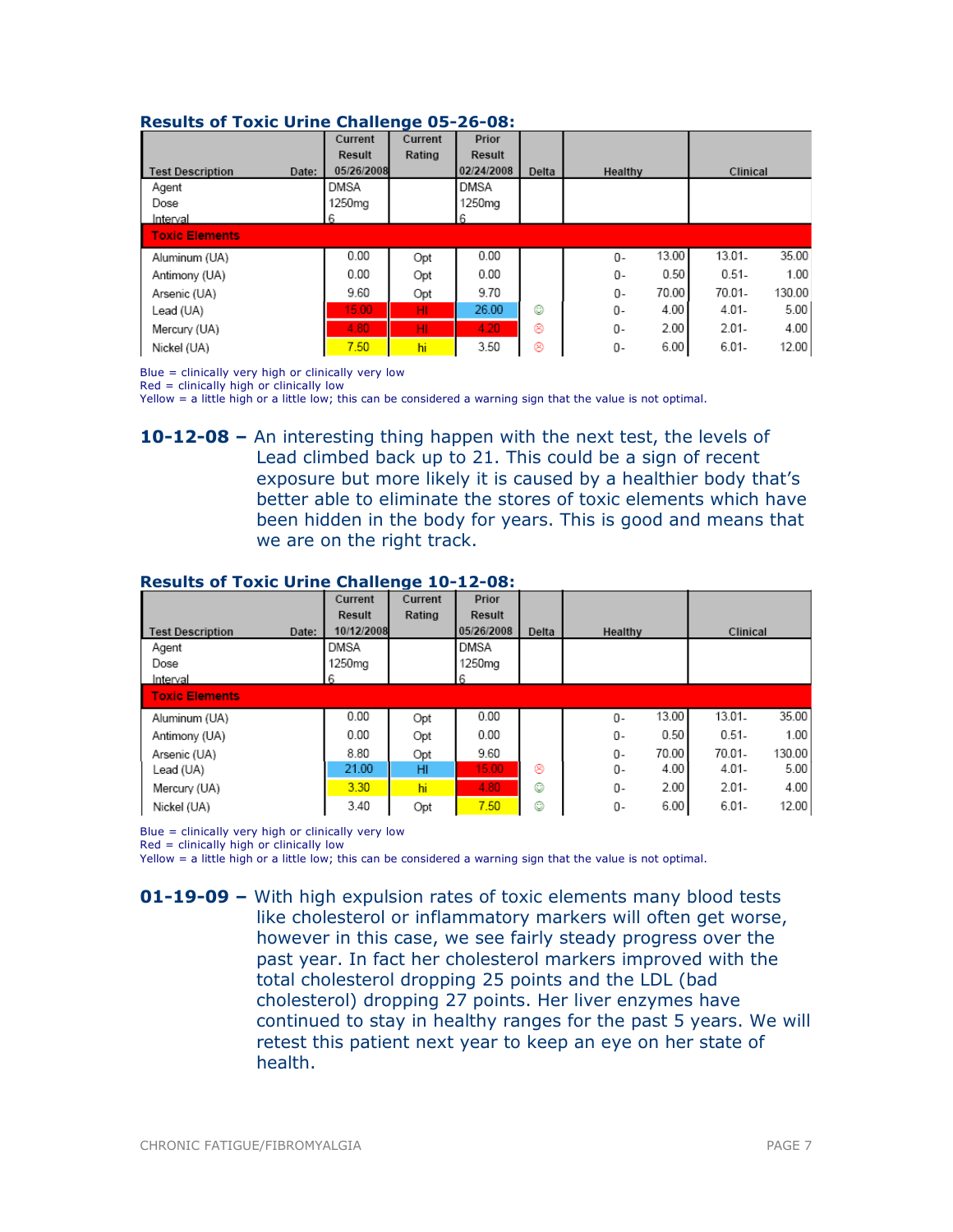### Results of Toxic Urine Challenge 05-26-08:

| Test Description Date: | Current Result 05/26/2008 | Current Rating | Prior Result 02/24/2008 | Delta | Healthy | | Clinical | |
|---|---|---|---|---|---|---|---|---|
| Agent | DMSA | | DMSA | | | | | |
| Dose | 1250mg | | 1250mg | | | | | |
| Interval | 6 | | 6 | | | | | |
| **Toxic Elements** | | | | | | | | |
| Aluminum (UA) | 0.00 | Opt | 0.00 | | 0- | 13.00 | 13.01- | 35.00 |
| Antimony (UA) | 0.00 | Opt | 0.00 | | 0- | 0.50 | 0.51- | 1.00 |
| Arsenic (UA) | 9.60 | Opt | 9.70 | ☺ | 0- | 70.00 | 70.01- | 130.00 |
| Lead (UA) | 15.00 | HI | 26.00 | ☺ | 0- | 4.00 | 4.01- | 5.00 |
| Mercury (UA) | 4.80 | HI | 4.20 | ☹ | 0- | 2.00 | 2.01- | 4.00 |
| Nickel (UA) | 7.50 | hi | 3.50 | ☹ | 0- | 6.00 | 6.01- | 12.00 |

Blue = clinically very high or clinically very low
Red = clinically high or clinically low
Yellow = a little high or a little low; this can be considered a warning sign that the value is not optimal.

**10-12-08 –** An interesting thing happen with the next test, the levels of Lead climbed back up to 21. This could be a sign of recent exposure but more likely it is caused by a healthier body that's better able to eliminate the stores of toxic elements which have been hidden in the body for years. This is good and means that we are on the right track.

### Results of Toxic Urine Challenge 10-12-08:

| Test Description Date: | Current Result 10/12/2008 | Current Rating | Prior Result 05/26/2008 | Delta | Healthy | | Clinical | |
|---|---|---|---|---|---|---|---|---|
| Agent | DMSA | | DMSA | | | | | |
| Dose | 1250mg | | 1250mg | | | | | |
| Interval | 6 | | 6 | | | | | |
| **Toxic Elements** | | | | | | | | |
| Aluminum (UA) | 0.00 | Opt | 0.00 | | 0- | 13.00 | 13.01- | 35.00 |
| Antimony (UA) | 0.00 | Opt | 0.00 | | 0- | 0.50 | 0.51- | 1.00 |
| Arsenic (UA) | 8.80 | Opt | 9.60 | | 0- | 70.00 | 70.01- | 130.00 |
| Lead (UA) | 21.00 | HI | 15.00 | ☹ | 0- | 4.00 | 4.01- | 5.00 |
| Mercury (UA) | 3.30 | hi | 4.80 | ☺ | 0- | 2.00 | 2.01- | 4.00 |
| Nickel (UA) | 3.40 | Opt | 7.50 | ☺ | 0- | 6.00 | 6.01- | 12.00 |

Blue = clinically very high or clinically very low
Red = clinically high or clinically low
Yellow = a little high or a little low; this can be considered a warning sign that the value is not optimal.

**01-19-09 –** With high expulsion rates of toxic elements many blood tests like cholesterol or inflammatory markers will often get worse, however in this case, we see fairly steady progress over the past year. In fact her cholesterol markers improved with the total cholesterol dropping 25 points and the LDL (bad cholesterol) dropping 27 points. Her liver enzymes have continued to stay in healthy ranges for the past 5 years. We will retest this patient next year to keep an eye on her state of health.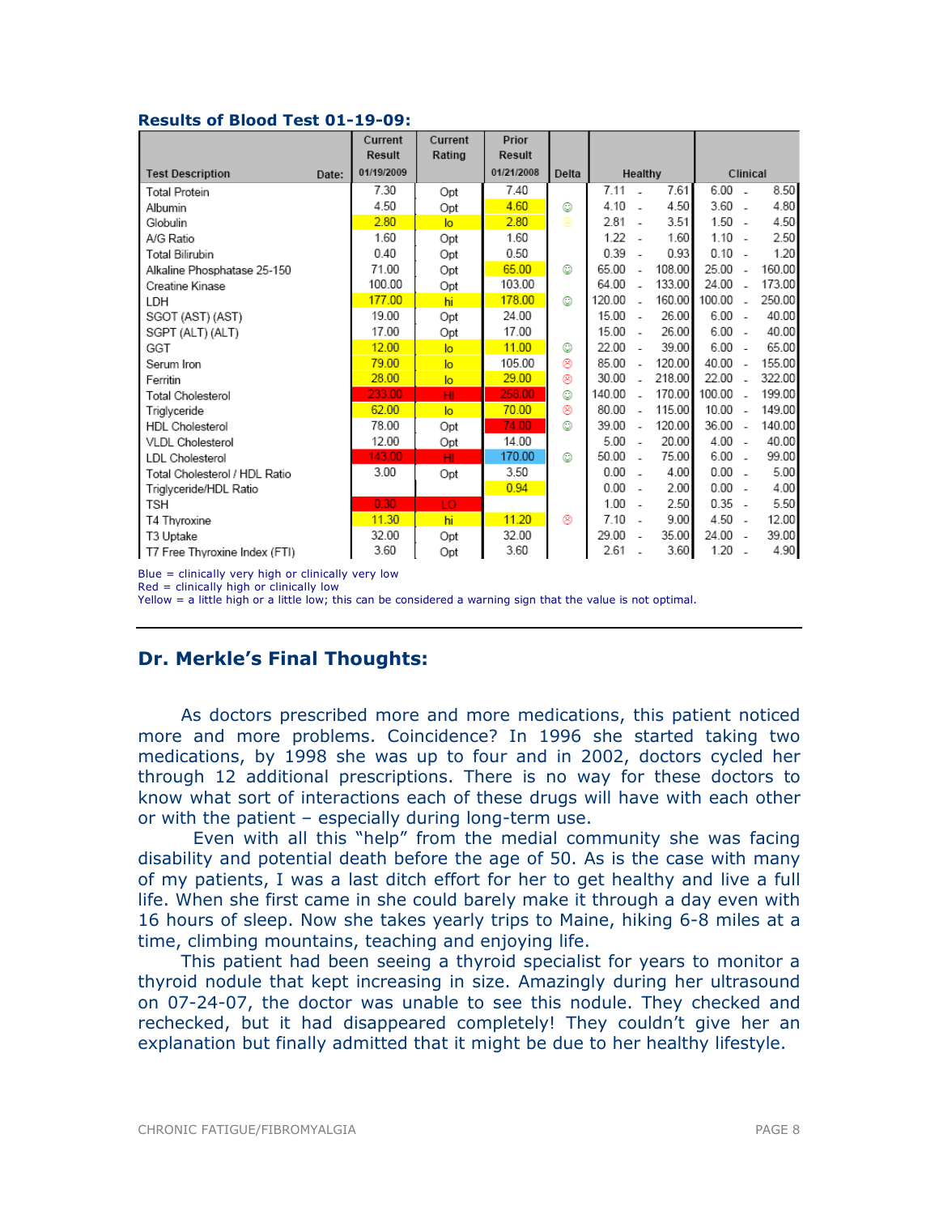### Results of Blood Test 01-19-09:

| Test Description | Current Result | Current Rating | Prior Result | Delta | Healthy | Clinical |
|---|---|---|---|---|---|---|
| Date: | 01/19/2009 | | 01/21/2008 | | | |
| Total Protein | 7.30 | Opt | 7.40 | | 7.11 - 7.61 | 6.00 - 8.50 |
| Albumin | 4.50 | Opt | 4.60 | ☺ | 4.10 - 4.50 | 3.60 - 4.80 |
| Globulin | 2.80 | lo | 2.80 | ☺ | 2.81 - 3.51 | 1.50 - 4.50 |
| A/G Ratio | 1.60 | Opt | 1.60 | | 1.22 - 1.60 | 1.10 - 2.50 |
| Total Bilirubin | 0.40 | Opt | 0.50 | | 0.39 - 0.93 | 0.10 - 1.20 |
| Alkaline Phosphatase 25-150 | 71.00 | Opt | 65.00 | ☺ | 65.00 - 108.00 | 25.00 - 160.00 |
| Creatine Kinase | 100.00 | Opt | 103.00 | | 64.00 - 133.00 | 24.00 - 173.00 |
| LDH | 177.00 | hi | 178.00 | ☺ | 120.00 - 160.00 | 100.00 - 250.00 |
| SGOT (AST) (AST) | 19.00 | Opt | 24.00 | | 15.00 - 26.00 | 6.00 - 40.00 |
| SGPT (ALT) (ALT) | 17.00 | Opt | 17.00 | | 15.00 - 26.00 | 6.00 - 40.00 |
| GGT | 12.00 | lo | 11.00 | ☺ | 22.00 - 39.00 | 6.00 - 65.00 |
| Serum Iron | 79.00 | lo | 105.00 | ☹ | 85.00 - 120.00 | 40.00 - 155.00 |
| Ferritin | 28.00 | lo | 29.00 | ☹ | 30.00 - 218.00 | 22.00 - 322.00 |
| Total Cholesterol | 233.00 | HI | 258.00 | ☺ | 140.00 - 170.00 | 100.00 - 199.00 |
| Triglyceride | 62.00 | lo | 70.00 | ☹ | 80.00 - 115.00 | 10.00 - 149.00 |
| HDL Cholesterol | 78.00 | Opt | 74.00 | ☺ | 39.00 - 120.00 | 36.00 - 140.00 |
| VLDL Cholesterol | 12.00 | Opt | 14.00 | | 5.00 - 20.00 | 4.00 - 40.00 |
| LDL Cholesterol | 143.00 | HI | 170.00 | ☺ | 50.00 - 75.00 | 6.00 - 99.00 |
| Total Cholesterol / HDL Ratio | 3.00 | Opt | 3.50 | | 0.00 - 4.00 | 0.00 - 5.00 |
| Triglyceride/HDL Ratio | | | 0.94 | | 0.00 - 2.00 | 0.00 - 4.00 |
| TSH | 0.30 | LO | | | 1.00 - 2.50 | 0.35 - 5.50 |
| T4 Thyroxine | 11.30 | hi | 11.20 | ☹ | 7.10 - 9.00 | 4.50 - 12.00 |
| T3 Uptake | 32.00 | Opt | 32.00 | | 29.00 - 35.00 | 24.00 - 39.00 |
| T7 Free Thyroxine Index (FTI) | 3.60 | Opt | 3.60 | | 2.61 - 3.60 | 1.20 - 4.90 |

Blue = clinically very high or clinically very low
Red = clinically high or clinically low
Yellow = a little high or a little low; this can be considered a warning sign that the value is not optimal.

---

## Dr. Merkle's Final Thoughts:

As doctors prescribed more and more medications, this patient noticed more and more problems. Coincidence? In 1996 she started taking two medications, by 1998 she was up to four and in 2002, doctors cycled her through 12 additional prescriptions. There is no way for these doctors to know what sort of interactions each of these drugs will have with each other or with the patient – especially during long-term use.

Even with all this "help" from the medial community she was facing disability and potential death before the age of 50. As is the case with many of my patients, I was a last ditch effort for her to get healthy and live a full life. When she first came in she could barely make it through a day even with 16 hours of sleep. Now she takes yearly trips to Maine, hiking 6-8 miles at a time, climbing mountains, teaching and enjoying life.

This patient had been seeing a thyroid specialist for years to monitor a thyroid nodule that kept increasing in size. Amazingly during her ultrasound on 07-24-07, the doctor was unable to see this nodule. They checked and rechecked, but it had disappeared completely! They couldn't give her an explanation but finally admitted that it might be due to her healthy lifestyle.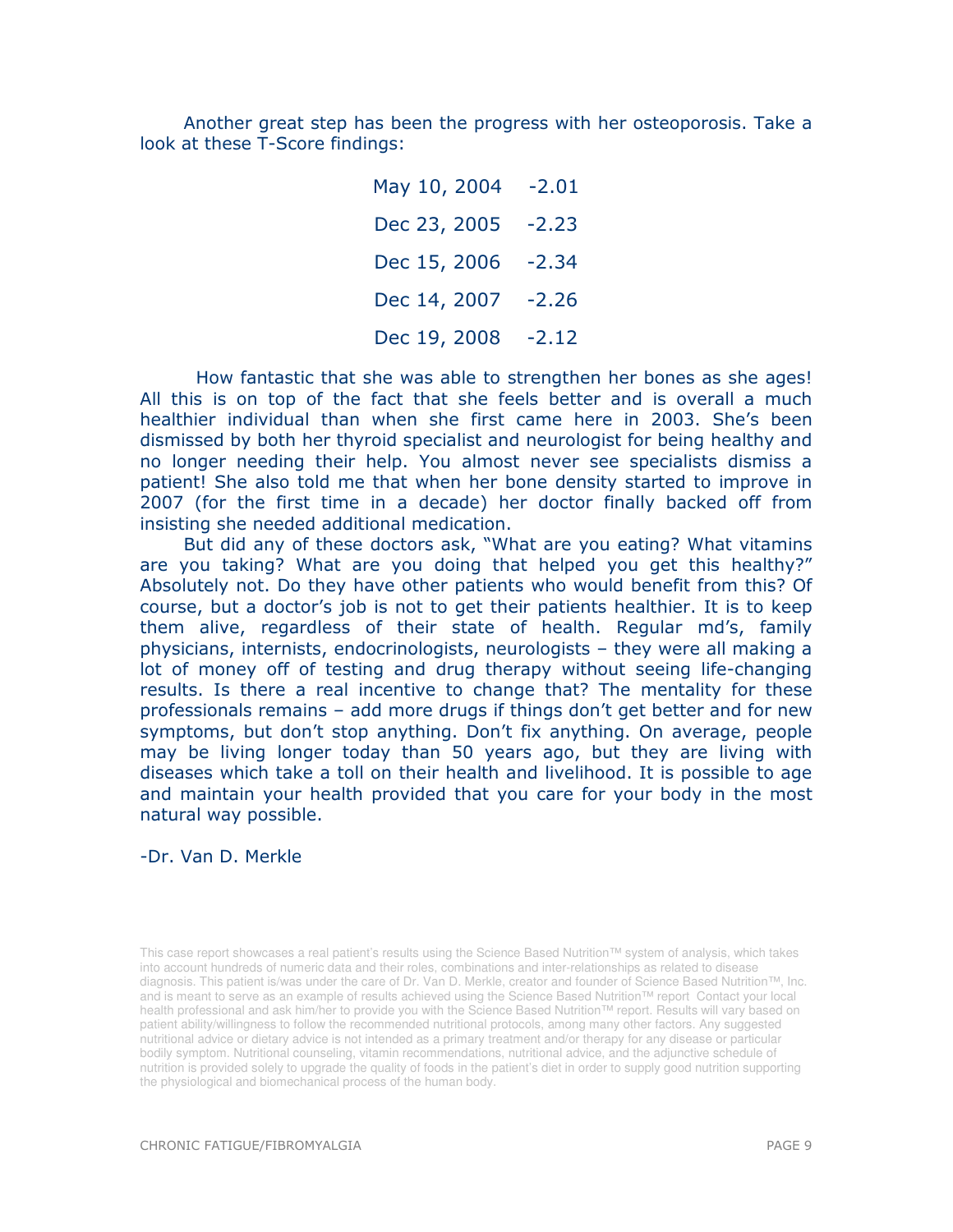Another great step has been the progress with her osteoporosis. Take a look at these T-Score findings:

| | |
|---|---|
| May 10, 2004 | -2.01 |
| Dec 23, 2005 | -2.23 |
| Dec 15, 2006 | -2.34 |
| Dec 14, 2007 | -2.26 |
| Dec 19, 2008 | -2.12 |

How fantastic that she was able to strengthen her bones as she ages! All this is on top of the fact that she feels better and is overall a much healthier individual than when she first came here in 2003. She's been dismissed by both her thyroid specialist and neurologist for being healthy and no longer needing their help. You almost never see specialists dismiss a patient! She also told me that when her bone density started to improve in 2007 (for the first time in a decade) her doctor finally backed off from insisting she needed additional medication.

But did any of these doctors ask, "What are you eating? What vitamins are you taking? What are you doing that helped you get this healthy?" Absolutely not. Do they have other patients who would benefit from this? Of course, but a doctor's job is not to get their patients healthier. It is to keep them alive, regardless of their state of health. Regular md's, family physicians, internists, endocrinologists, neurologists – they were all making a lot of money off of testing and drug therapy without seeing life-changing results. Is there a real incentive to change that? The mentality for these professionals remains – add more drugs if things don't get better and for new symptoms, but don't stop anything. Don't fix anything. On average, people may be living longer today than 50 years ago, but they are living with diseases which take a toll on their health and livelihood. It is possible to age and maintain your health provided that you care for your body in the most natural way possible.

-Dr. Van D. Merkle

This case report showcases a real patient's results using the Science Based Nutrition™ system of analysis, which takes into account hundreds of numeric data and their roles, combinations and inter-relationships as related to disease diagnosis. This patient is/was under the care of Dr. Van D. Merkle, creator and founder of Science Based Nutrition™, Inc. and is meant to serve as an example of results achieved using the Science Based Nutrition™ report Contact your local health professional and ask him/her to provide you with the Science Based Nutrition™ report. Results will vary based on patient ability/willingness to follow the recommended nutritional protocols, among many other factors. Any suggested nutritional advice or dietary advice is not intended as a primary treatment and/or therapy for any disease or particular bodily symptom. Nutritional counseling, vitamin recommendations, nutritional advice, and the adjunctive schedule of nutrition is provided solely to upgrade the quality of foods in the patient's diet in order to supply good nutrition supporting the physiological and biomechanical process of the human body.